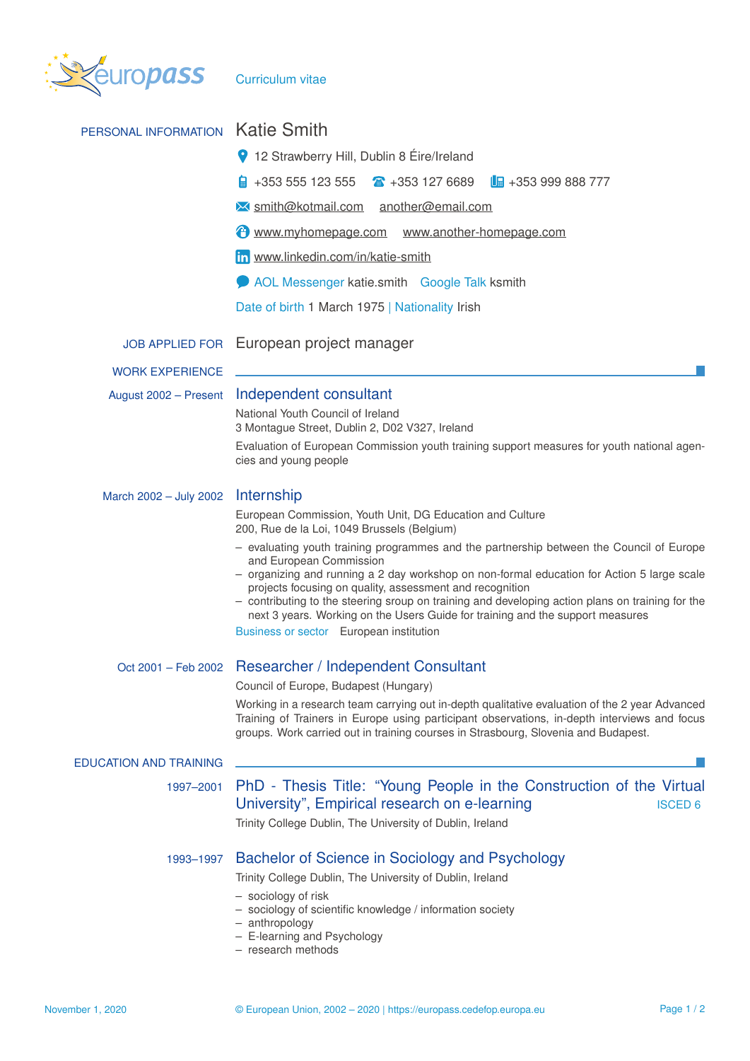europass Curriculum vitae

## PERSONAL INFORMATION

# Katie Smith

12 Strawberry Hill, Dublin 8 Éire/Ireland

+353 555 123 555 +353 127 6689 +353 999 888 777

smith@kotmail.com another@email.com

www.myhomepage.com www.another-homepage.com

www.linkedin.com/in/katie-smith

AOL Messenger katie.smith Google Talk ksmith

Date of birth 1 March 1975 | Nationality Irish

## JOB APPLIED FOR

European project manager

## WORK EXPERIENCE

**August 2002 – Present**

### Independent consultant

National Youth Council of Ireland
3 Montague Street, Dublin 2, D02 V327, Ireland

Evaluation of European Commission youth training support measures for youth national agencies and young people

**March 2002 – July 2002**

### Internship

European Commission, Youth Unit, DG Education and Culture
200, Rue de la Loi, 1049 Brussels (Belgium)

- evaluating youth training programmes and the partnership between the Council of Europe and European Commission
- organizing and running a 2 day workshop on non-formal education for Action 5 large scale projects focusing on quality, assessment and recognition
- contributing to the steering sroup on training and developing action plans on training for the next 3 years. Working on the Users Guide for training and the support measures

Business or sector European institution

**Oct 2001 – Feb 2002**

### Researcher / Independent Consultant

Council of Europe, Budapest (Hungary)

Working in a research team carrying out in-depth qualitative evaluation of the 2 year Advanced Training of Trainers in Europe using participant observations, in-depth interviews and focus groups. Work carried out in training courses in Strasbourg, Slovenia and Budapest.

## EDUCATION AND TRAINING

**1997–2001**

### PhD - Thesis Title: "Young People in the Construction of the Virtual University", Empirical research on e-learning

ISCED 6

Trinity College Dublin, The University of Dublin, Ireland

**1993–1997**

### Bachelor of Science in Sociology and Psychology

Trinity College Dublin, The University of Dublin, Ireland

- sociology of risk
- sociology of scientific knowledge / information society
- anthropology
- E-learning and Psychology
- research methods

November 1, 2020 © European Union, 2002 – 2020 | https://europass.cedefop.europa.eu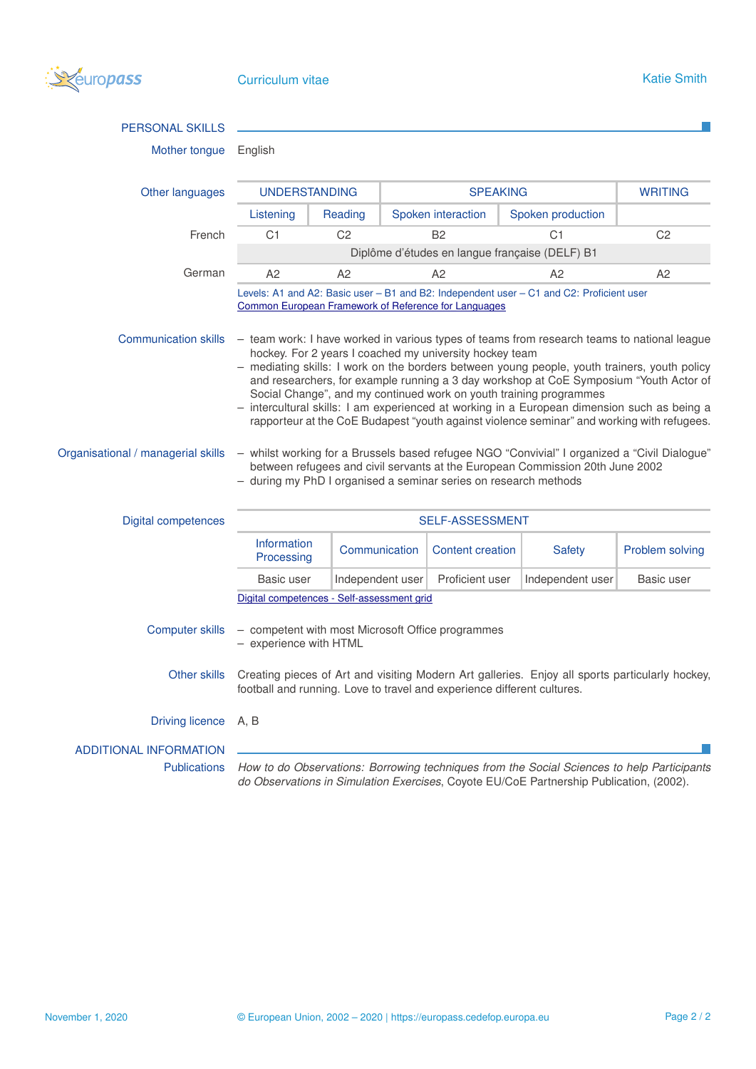## PERSONAL SKILLS

**Mother tongue** English

**Other languages**

| | UNDERSTANDING | | SPEAKING | | WRITING |
|---|---|---|---|---|---|
| | Listening | Reading | Spoken interaction | Spoken production | |
| French | C1 | C2 | B2 | C1 | C2 |
| | Diplôme d'études en langue française (DELF) B1 | | | | |
| German | A2 | A2 | A2 | A2 | A2 |

Levels: A1 and A2: Basic user – B1 and B2: Independent user – C1 and C2: Proficient user
Common European Framework of Reference for Languages

**Communication skills**

- team work: I have worked in various types of teams from research teams to national league hockey. For 2 years I coached my university hockey team
- mediating skills: I work on the borders between young people, youth trainers, youth policy and researchers, for example running a 3 day workshop at CoE Symposium "Youth Actor of Social Change", and my continued work on youth training programmes
- intercultural skills: I am experienced at working in a European dimension such as being a rapporteur at the CoE Budapest "youth against violence seminar" and working with refugees.

**Organisational / managerial skills**

- whilst working for a Brussels based refugee NGO "Convivial" I organized a "Civil Dialogue" between refugees and civil servants at the European Commission 20th June 2002
- during my PhD I organised a seminar series on research methods

**Digital competences**

| SELF-ASSESSMENT | | | | |
|---|---|---|---|---|
| Information Processing | Communication | Content creation | Safety | Problem solving |
| Basic user | Independent user | Proficient user | Independent user | Basic user |

Digital competences - Self-assessment grid

**Computer skills**

- competent with most Microsoft Office programmes
- experience with HTML

**Other skills** Creating pieces of Art and visiting Modern Art galleries. Enjoy all sports particularly hockey, football and running. Love to travel and experience different cultures.

**Driving licence** A, B

## ADDITIONAL INFORMATION

**Publications** *How to do Observations: Borrowing techniques from the Social Sciences to help Participants do Observations in Simulation Exercises*, Coyote EU/CoE Partnership Publication, (2002).